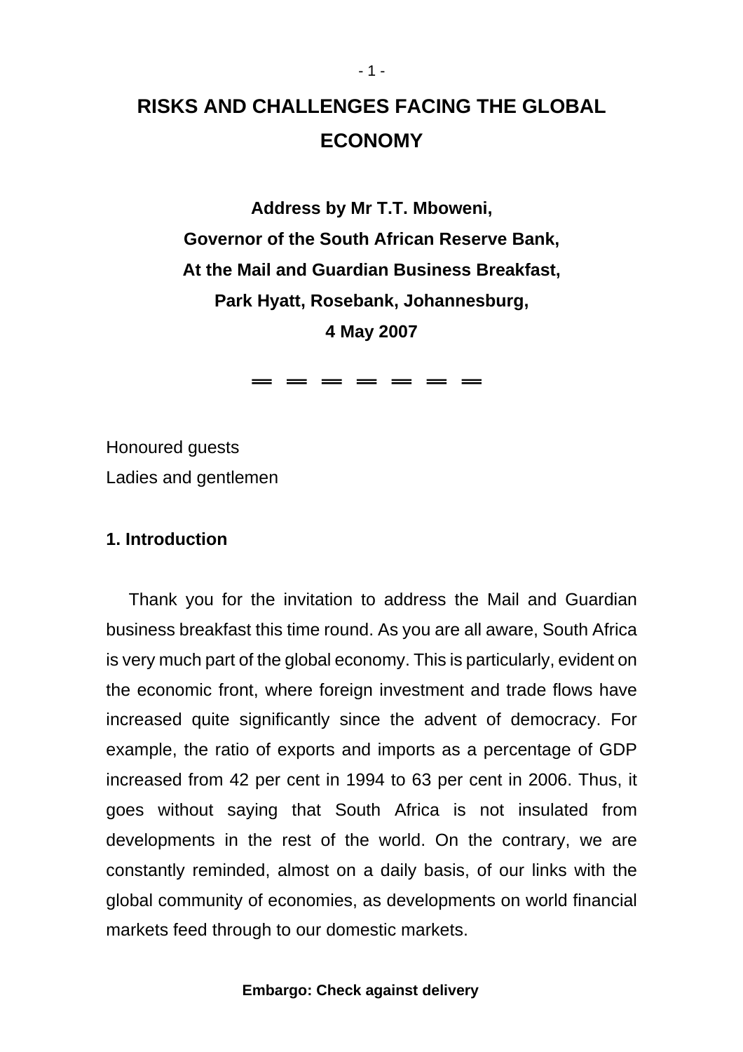# RISKS AND CHALLENGES FACING THE GLOBAL ECONOMY

**Address by Mr T.T. Mboweni,**
**Governor of the South African Reserve Bank,**
**At the Mail and Guardian Business Breakfast,**
**Park Hyatt, Rosebank, Johannesburg,**
**4 May 2007**

═ ═ ═ ═ ═ ═ ═

Honoured guests
Ladies and gentlemen

## 1. Introduction

Thank you for the invitation to address the Mail and Guardian business breakfast this time round. As you are all aware, South Africa is very much part of the global economy. This is particularly, evident on the economic front, where foreign investment and trade flows have increased quite significantly since the advent of democracy. For example, the ratio of exports and imports as a percentage of GDP increased from 42 per cent in 1994 to 63 per cent in 2006. Thus, it goes without saying that South Africa is not insulated from developments in the rest of the world. On the contrary, we are constantly reminded, almost on a daily basis, of our links with the global community of economies, as developments on world financial markets feed through to our domestic markets.

**Embargo: Check against delivery**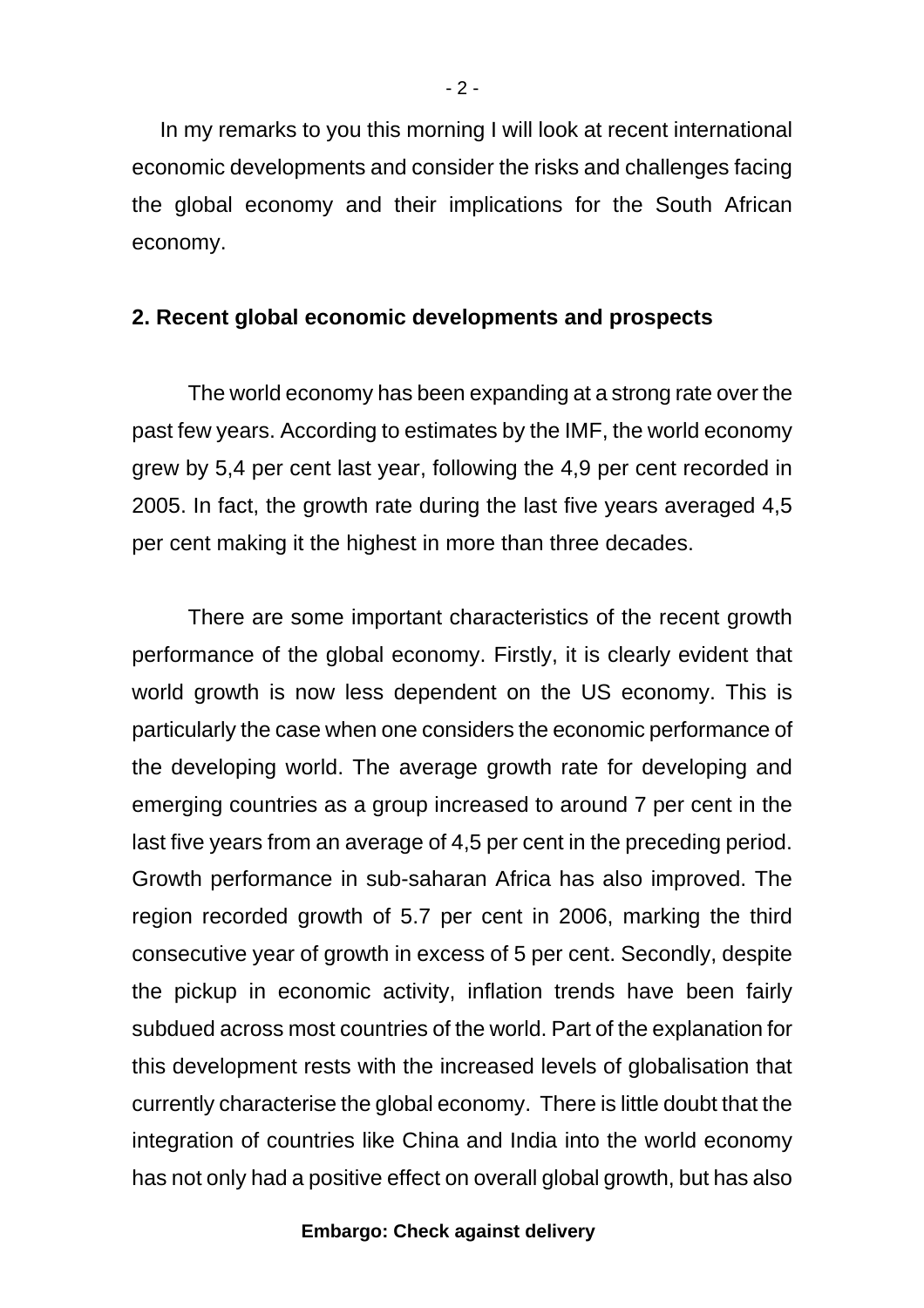In my remarks to you this morning I will look at recent international economic developments and consider the risks and challenges facing the global economy and their implications for the South African economy.

## 2. Recent global economic developments and prospects

The world economy has been expanding at a strong rate over the past few years. According to estimates by the IMF, the world economy grew by 5,4 per cent last year, following the 4,9 per cent recorded in 2005. In fact, the growth rate during the last five years averaged 4,5 per cent making it the highest in more than three decades.

There are some important characteristics of the recent growth performance of the global economy. Firstly, it is clearly evident that world growth is now less dependent on the US economy. This is particularly the case when one considers the economic performance of the developing world. The average growth rate for developing and emerging countries as a group increased to around 7 per cent in the last five years from an average of 4,5 per cent in the preceding period. Growth performance in sub-saharan Africa has also improved. The region recorded growth of 5.7 per cent in 2006, marking the third consecutive year of growth in excess of 5 per cent. Secondly, despite the pickup in economic activity, inflation trends have been fairly subdued across most countries of the world. Part of the explanation for this development rests with the increased levels of globalisation that currently characterise the global economy. There is little doubt that the integration of countries like China and India into the world economy has not only had a positive effect on overall global growth, but has also

**Embargo: Check against delivery**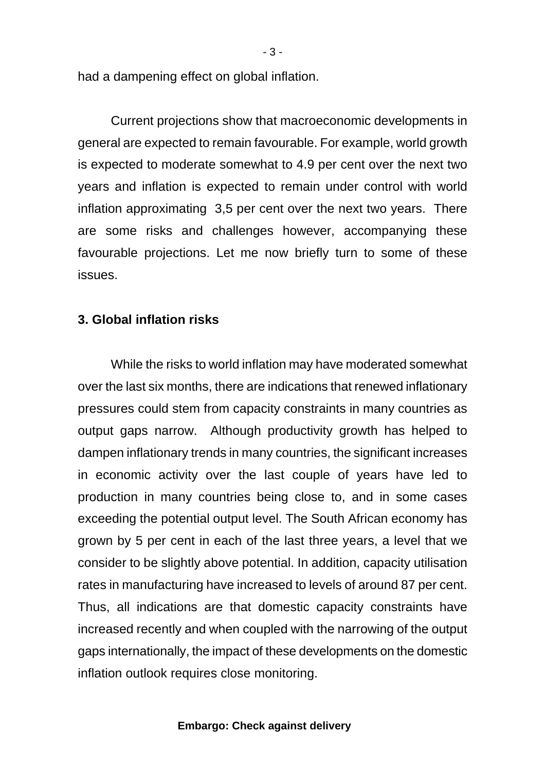had a dampening effect on global inflation.

Current projections show that macroeconomic developments in general are expected to remain favourable. For example, world growth is expected to moderate somewhat to 4.9 per cent over the next two years and inflation is expected to remain under control with world inflation approximating 3,5 per cent over the next two years. There are some risks and challenges however, accompanying these favourable projections. Let me now briefly turn to some of these issues.

**3. Global inflation risks**

While the risks to world inflation may have moderated somewhat over the last six months, there are indications that renewed inflationary pressures could stem from capacity constraints in many countries as output gaps narrow. Although productivity growth has helped to dampen inflationary trends in many countries, the significant increases in economic activity over the last couple of years have led to production in many countries being close to, and in some cases exceeding the potential output level. The South African economy has grown by 5 per cent in each of the last three years, a level that we consider to be slightly above potential. In addition, capacity utilisation rates in manufacturing have increased to levels of around 87 per cent. Thus, all indications are that domestic capacity constraints have increased recently and when coupled with the narrowing of the output gaps internationally, the impact of these developments on the domestic inflation outlook requires close monitoring.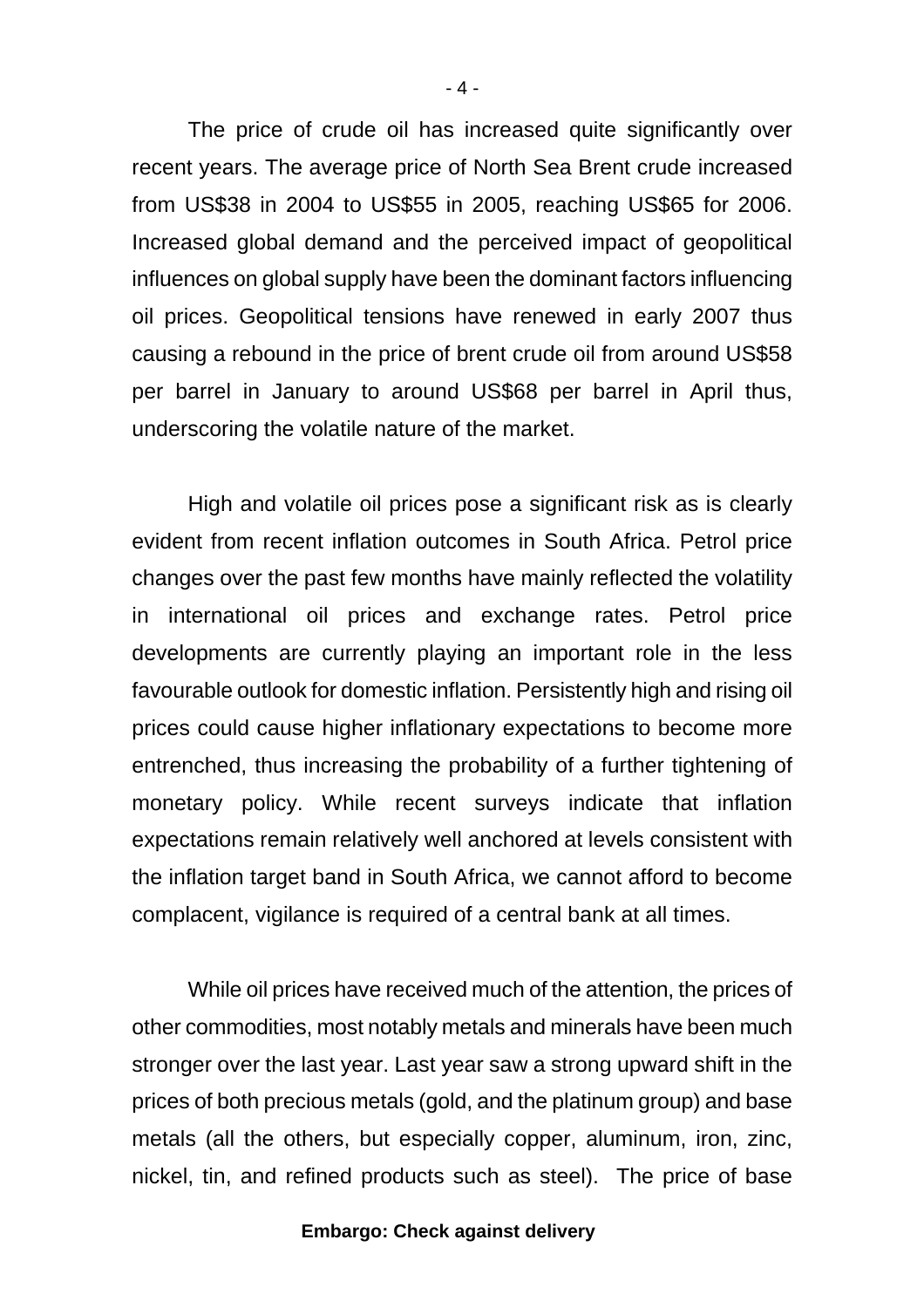The price of crude oil has increased quite significantly over recent years. The average price of North Sea Brent crude increased from US$38 in 2004 to US$55 in 2005, reaching US$65 for 2006. Increased global demand and the perceived impact of geopolitical influences on global supply have been the dominant factors influencing oil prices. Geopolitical tensions have renewed in early 2007 thus causing a rebound in the price of brent crude oil from around US$58 per barrel in January to around US$68 per barrel in April thus, underscoring the volatile nature of the market.

High and volatile oil prices pose a significant risk as is clearly evident from recent inflation outcomes in South Africa. Petrol price changes over the past few months have mainly reflected the volatility in international oil prices and exchange rates. Petrol price developments are currently playing an important role in the less favourable outlook for domestic inflation. Persistently high and rising oil prices could cause higher inflationary expectations to become more entrenched, thus increasing the probability of a further tightening of monetary policy. While recent surveys indicate that inflation expectations remain relatively well anchored at levels consistent with the inflation target band in South Africa, we cannot afford to become complacent, vigilance is required of a central bank at all times.

While oil prices have received much of the attention, the prices of other commodities, most notably metals and minerals have been much stronger over the last year. Last year saw a strong upward shift in the prices of both precious metals (gold, and the platinum group) and base metals (all the others, but especially copper, aluminum, iron, zinc, nickel, tin, and refined products such as steel). The price of base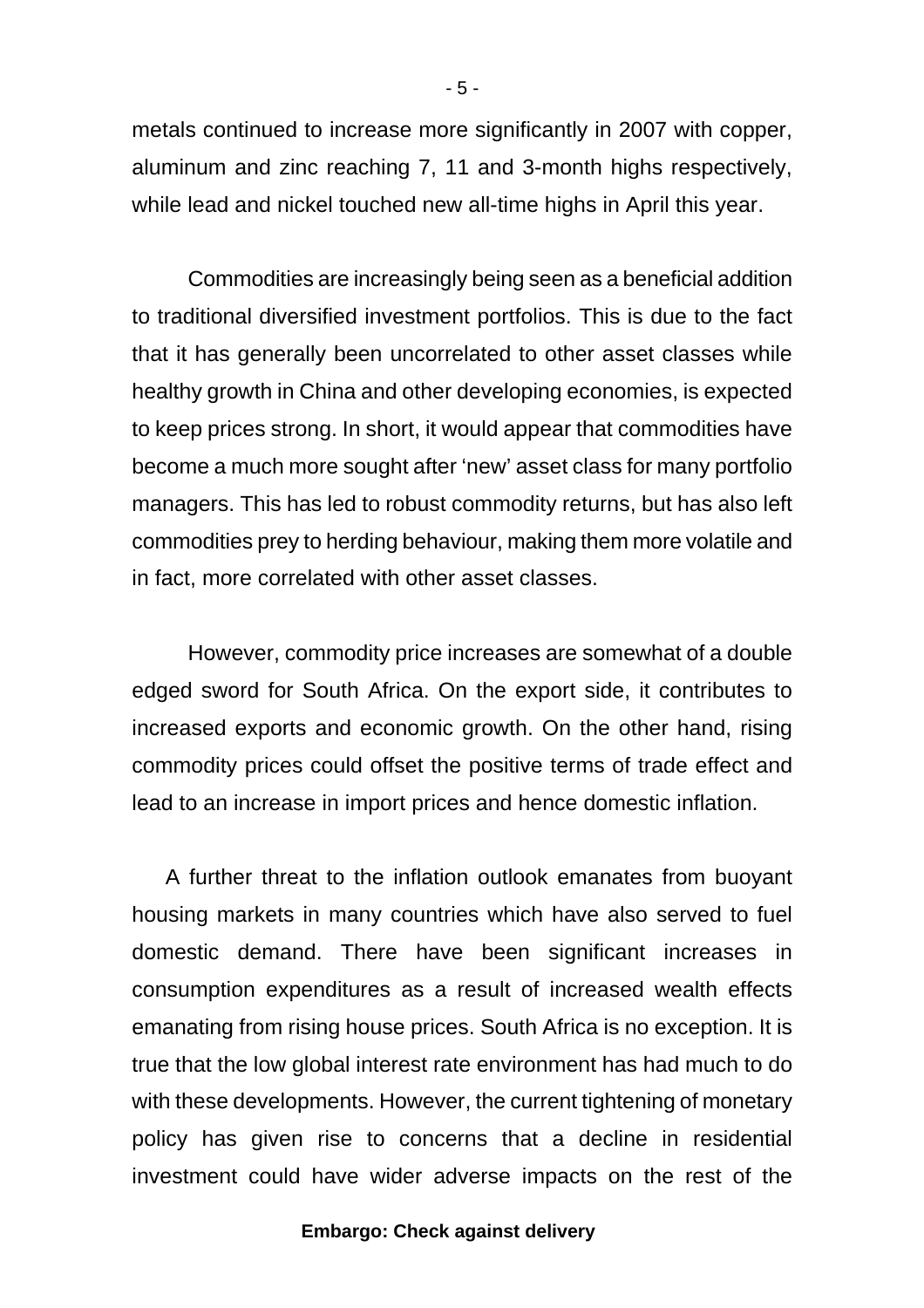metals continued to increase more significantly in 2007 with copper, aluminum and zinc reaching 7, 11 and 3-month highs respectively, while lead and nickel touched new all-time highs in April this year.

Commodities are increasingly being seen as a beneficial addition to traditional diversified investment portfolios. This is due to the fact that it has generally been uncorrelated to other asset classes while healthy growth in China and other developing economies, is expected to keep prices strong. In short, it would appear that commodities have become a much more sought after 'new' asset class for many portfolio managers. This has led to robust commodity returns, but has also left commodities prey to herding behaviour, making them more volatile and in fact, more correlated with other asset classes.

However, commodity price increases are somewhat of a double edged sword for South Africa. On the export side, it contributes to increased exports and economic growth. On the other hand, rising commodity prices could offset the positive terms of trade effect and lead to an increase in import prices and hence domestic inflation.

A further threat to the inflation outlook emanates from buoyant housing markets in many countries which have also served to fuel domestic demand. There have been significant increases in consumption expenditures as a result of increased wealth effects emanating from rising house prices. South Africa is no exception. It is true that the low global interest rate environment has had much to do with these developments. However, the current tightening of monetary policy has given rise to concerns that a decline in residential investment could have wider adverse impacts on the rest of the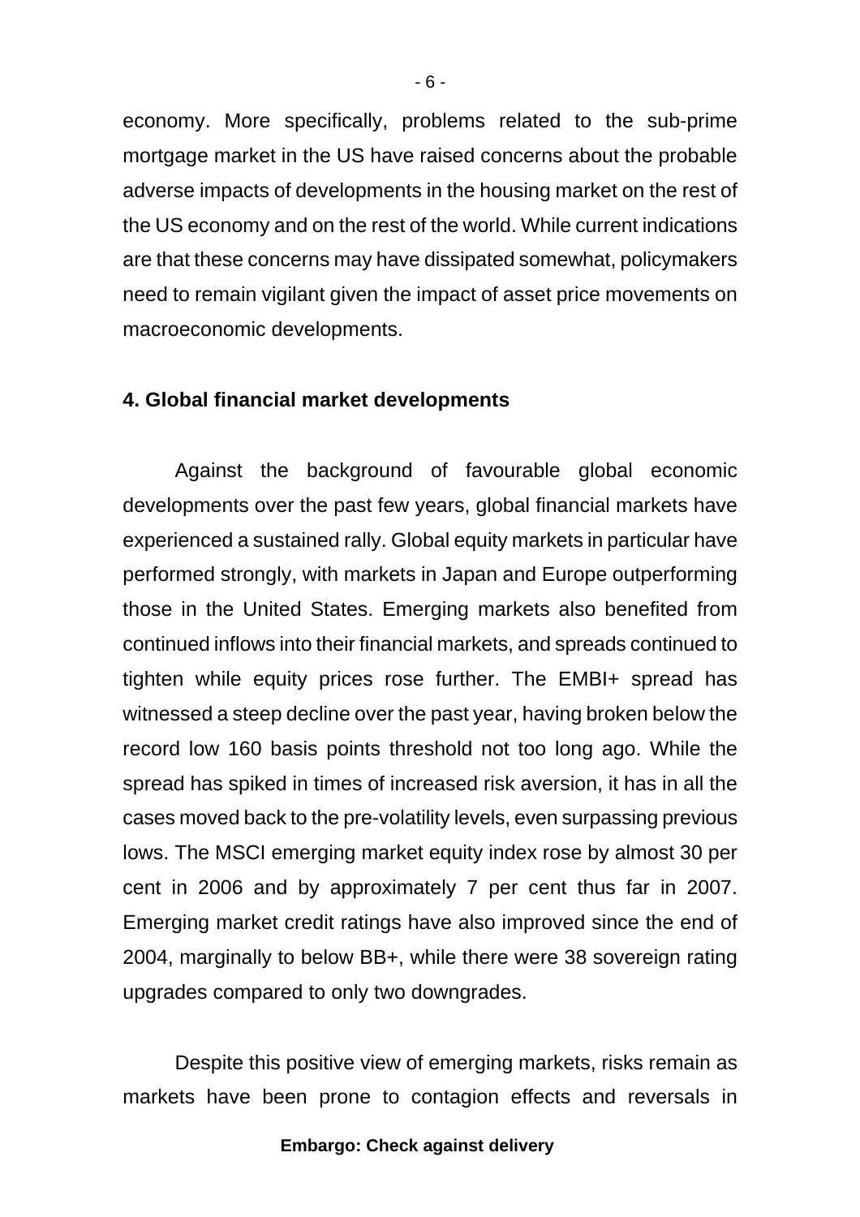economy. More specifically, problems related to the sub-prime mortgage market in the US have raised concerns about the probable adverse impacts of developments in the housing market on the rest of the US economy and on the rest of the world. While current indications are that these concerns may have dissipated somewhat, policymakers need to remain vigilant given the impact of asset price movements on macroeconomic developments.

## 4. Global financial market developments

Against the background of favourable global economic developments over the past few years, global financial markets have experienced a sustained rally. Global equity markets in particular have performed strongly, with markets in Japan and Europe outperforming those in the United States. Emerging markets also benefited from continued inflows into their financial markets, and spreads continued to tighten while equity prices rose further. The EMBI+ spread has witnessed a steep decline over the past year, having broken below the record low 160 basis points threshold not too long ago. While the spread has spiked in times of increased risk aversion, it has in all the cases moved back to the pre-volatility levels, even surpassing previous lows. The MSCI emerging market equity index rose by almost 30 per cent in 2006 and by approximately 7 per cent thus far in 2007. Emerging market credit ratings have also improved since the end of 2004, marginally to below BB+, while there were 38 sovereign rating upgrades compared to only two downgrades.

Despite this positive view of emerging markets, risks remain as markets have been prone to contagion effects and reversals in

**Embargo: Check against delivery**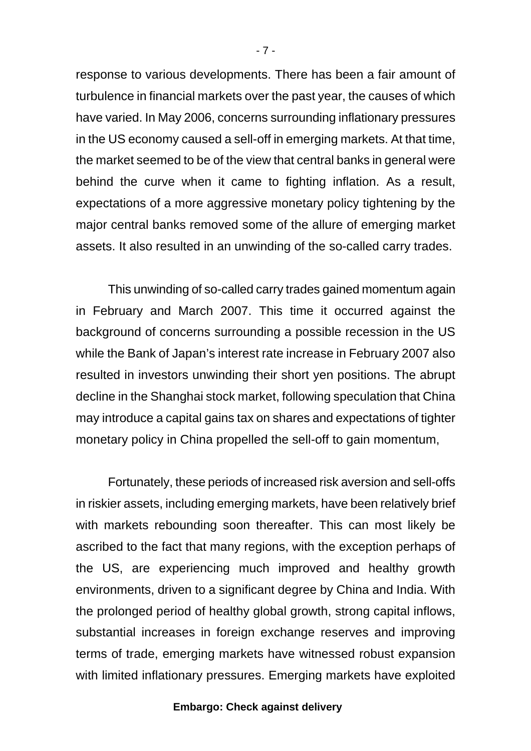response to various developments. There has been a fair amount of turbulence in financial markets over the past year, the causes of which have varied. In May 2006, concerns surrounding inflationary pressures in the US economy caused a sell-off in emerging markets. At that time, the market seemed to be of the view that central banks in general were behind the curve when it came to fighting inflation. As a result, expectations of a more aggressive monetary policy tightening by the major central banks removed some of the allure of emerging market assets. It also resulted in an unwinding of the so-called carry trades.

This unwinding of so-called carry trades gained momentum again in February and March 2007. This time it occurred against the background of concerns surrounding a possible recession in the US while the Bank of Japan's interest rate increase in February 2007 also resulted in investors unwinding their short yen positions. The abrupt decline in the Shanghai stock market, following speculation that China may introduce a capital gains tax on shares and expectations of tighter monetary policy in China propelled the sell-off to gain momentum,

Fortunately, these periods of increased risk aversion and sell-offs in riskier assets, including emerging markets, have been relatively brief with markets rebounding soon thereafter. This can most likely be ascribed to the fact that many regions, with the exception perhaps of the US, are experiencing much improved and healthy growth environments, driven to a significant degree by China and India. With the prolonged period of healthy global growth, strong capital inflows, substantial increases in foreign exchange reserves and improving terms of trade, emerging markets have witnessed robust expansion with limited inflationary pressures. Emerging markets have exploited

**Embargo: Check against delivery**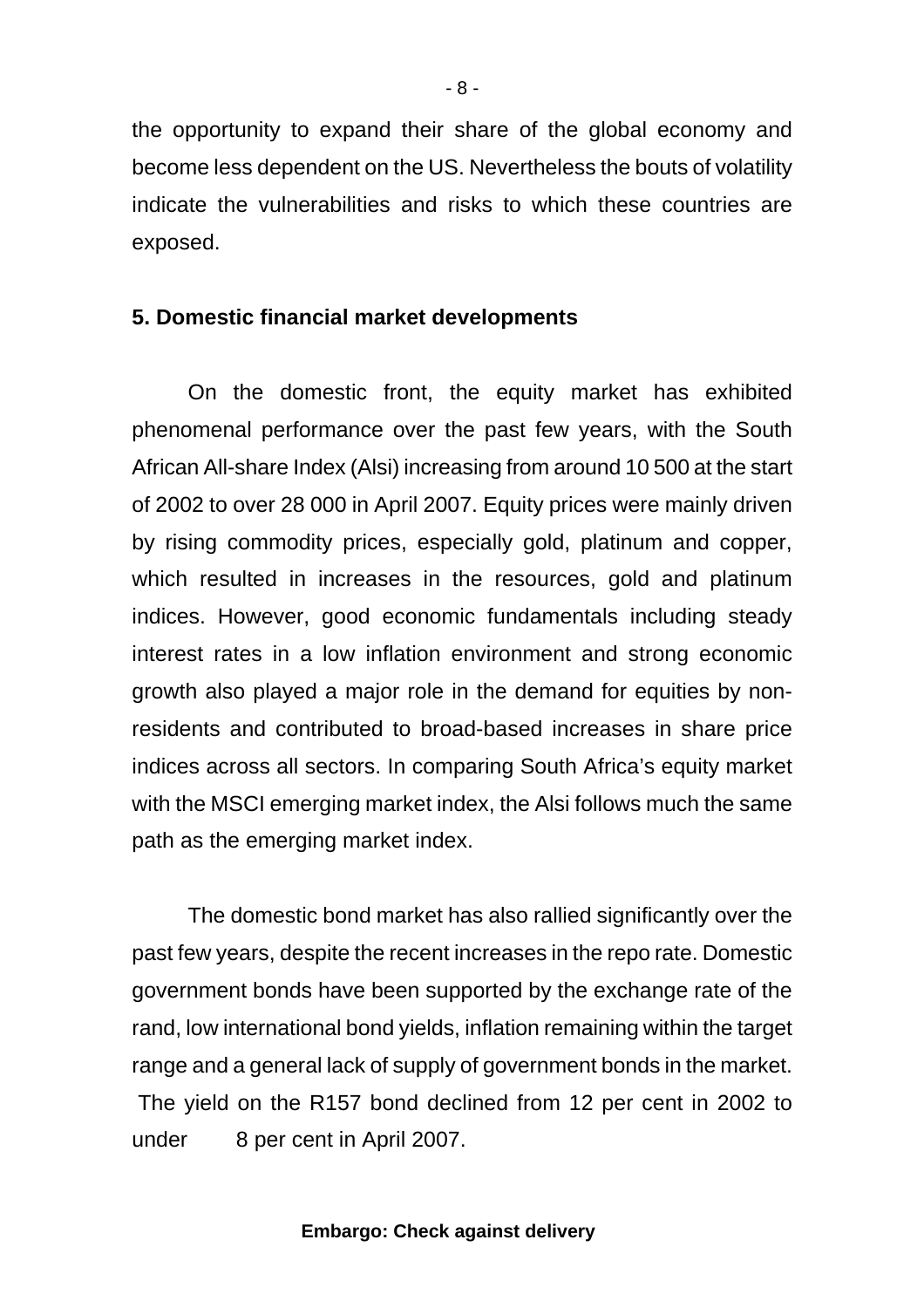the opportunity to expand their share of the global economy and become less dependent on the US. Nevertheless the bouts of volatility indicate the vulnerabilities and risks to which these countries are exposed.

## 5. Domestic financial market developments

On the domestic front, the equity market has exhibited phenomenal performance over the past few years, with the South African All-share Index (Alsi) increasing from around 10 500 at the start of 2002 to over 28 000 in April 2007. Equity prices were mainly driven by rising commodity prices, especially gold, platinum and copper, which resulted in increases in the resources, gold and platinum indices. However, good economic fundamentals including steady interest rates in a low inflation environment and strong economic growth also played a major role in the demand for equities by non-residents and contributed to broad-based increases in share price indices across all sectors. In comparing South Africa's equity market with the MSCI emerging market index, the Alsi follows much the same path as the emerging market index.

The domestic bond market has also rallied significantly over the past few years, despite the recent increases in the repo rate. Domestic government bonds have been supported by the exchange rate of the rand, low international bond yields, inflation remaining within the target range and a general lack of supply of government bonds in the market. The yield on the R157 bond declined from 12 per cent in 2002 to under 8 per cent in April 2007.

**Embargo: Check against delivery**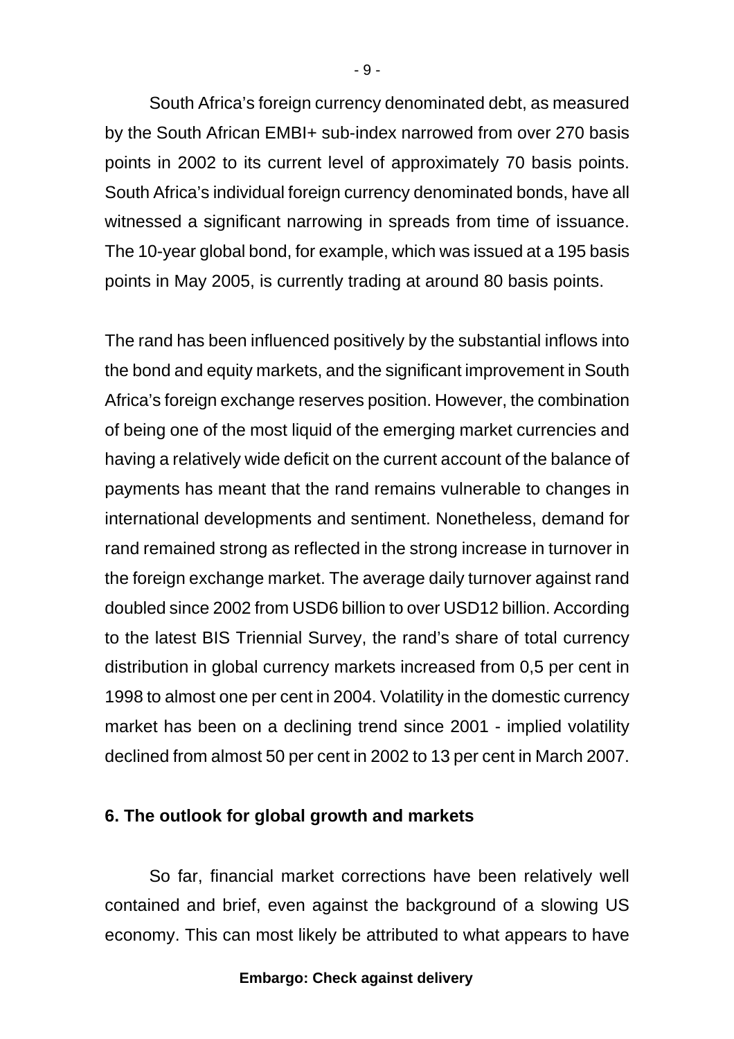South Africa's foreign currency denominated debt, as measured by the South African EMBI+ sub-index narrowed from over 270 basis points in 2002 to its current level of approximately 70 basis points. South Africa's individual foreign currency denominated bonds, have all witnessed a significant narrowing in spreads from time of issuance. The 10-year global bond, for example, which was issued at a 195 basis points in May 2005, is currently trading at around 80 basis points.

The rand has been influenced positively by the substantial inflows into the bond and equity markets, and the significant improvement in South Africa's foreign exchange reserves position. However, the combination of being one of the most liquid of the emerging market currencies and having a relatively wide deficit on the current account of the balance of payments has meant that the rand remains vulnerable to changes in international developments and sentiment. Nonetheless, demand for rand remained strong as reflected in the strong increase in turnover in the foreign exchange market. The average daily turnover against rand doubled since 2002 from USD6 billion to over USD12 billion. According to the latest BIS Triennial Survey, the rand's share of total currency distribution in global currency markets increased from 0,5 per cent in 1998 to almost one per cent in 2004. Volatility in the domestic currency market has been on a declining trend since 2001 - implied volatility declined from almost 50 per cent in 2002 to 13 per cent in March 2007.

### 6. The outlook for global growth and markets

So far, financial market corrections have been relatively well contained and brief, even against the background of a slowing US economy. This can most likely be attributed to what appears to have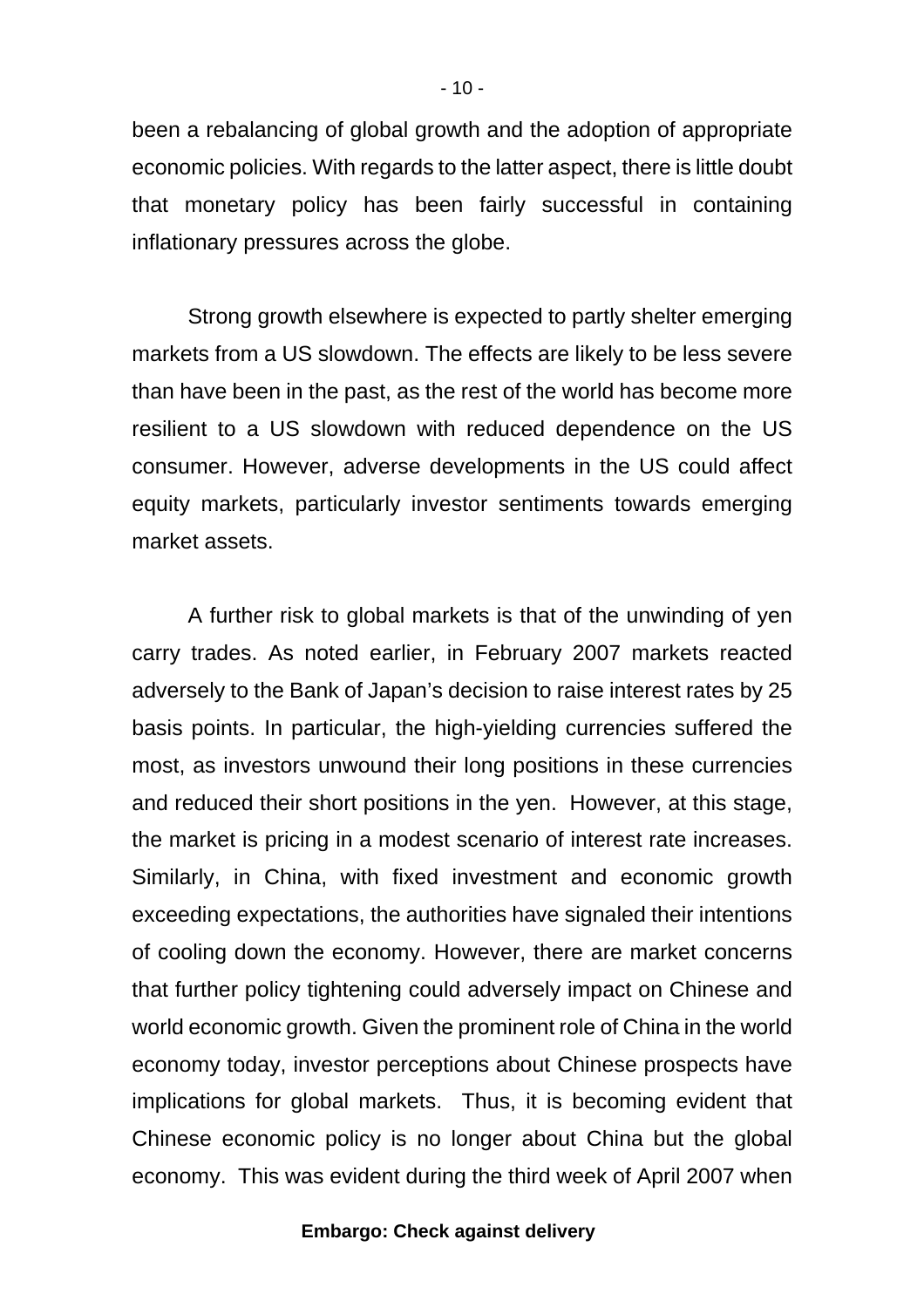been a rebalancing of global growth and the adoption of appropriate economic policies. With regards to the latter aspect, there is little doubt that monetary policy has been fairly successful in containing inflationary pressures across the globe.

Strong growth elsewhere is expected to partly shelter emerging markets from a US slowdown. The effects are likely to be less severe than have been in the past, as the rest of the world has become more resilient to a US slowdown with reduced dependence on the US consumer. However, adverse developments in the US could affect equity markets, particularly investor sentiments towards emerging market assets.

A further risk to global markets is that of the unwinding of yen carry trades. As noted earlier, in February 2007 markets reacted adversely to the Bank of Japan's decision to raise interest rates by 25 basis points. In particular, the high-yielding currencies suffered the most, as investors unwound their long positions in these currencies and reduced their short positions in the yen. However, at this stage, the market is pricing in a modest scenario of interest rate increases. Similarly, in China, with fixed investment and economic growth exceeding expectations, the authorities have signaled their intentions of cooling down the economy. However, there are market concerns that further policy tightening could adversely impact on Chinese and world economic growth. Given the prominent role of China in the world economy today, investor perceptions about Chinese prospects have implications for global markets. Thus, it is becoming evident that Chinese economic policy is no longer about China but the global economy. This was evident during the third week of April 2007 when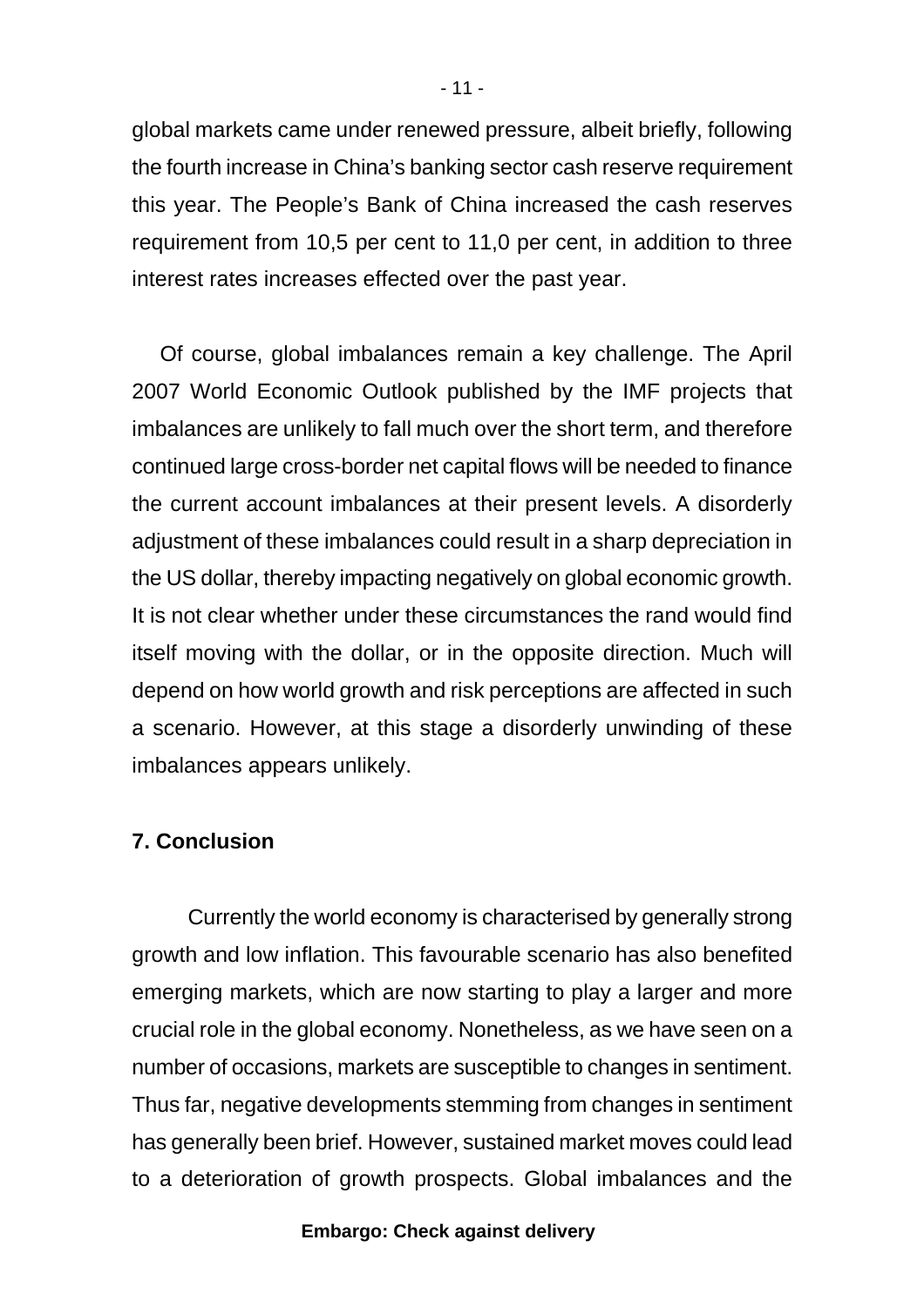global markets came under renewed pressure, albeit briefly, following the fourth increase in China's banking sector cash reserve requirement this year. The People's Bank of China increased the cash reserves requirement from 10,5 per cent to 11,0 per cent, in addition to three interest rates increases effected over the past year.

Of course, global imbalances remain a key challenge. The April 2007 World Economic Outlook published by the IMF projects that imbalances are unlikely to fall much over the short term, and therefore continued large cross-border net capital flows will be needed to finance the current account imbalances at their present levels. A disorderly adjustment of these imbalances could result in a sharp depreciation in the US dollar, thereby impacting negatively on global economic growth. It is not clear whether under these circumstances the rand would find itself moving with the dollar, or in the opposite direction. Much will depend on how world growth and risk perceptions are affected in such a scenario. However, at this stage a disorderly unwinding of these imbalances appears unlikely.

## 7. Conclusion

Currently the world economy is characterised by generally strong growth and low inflation. This favourable scenario has also benefited emerging markets, which are now starting to play a larger and more crucial role in the global economy. Nonetheless, as we have seen on a number of occasions, markets are susceptible to changes in sentiment. Thus far, negative developments stemming from changes in sentiment has generally been brief. However, sustained market moves could lead to a deterioration of growth prospects. Global imbalances and the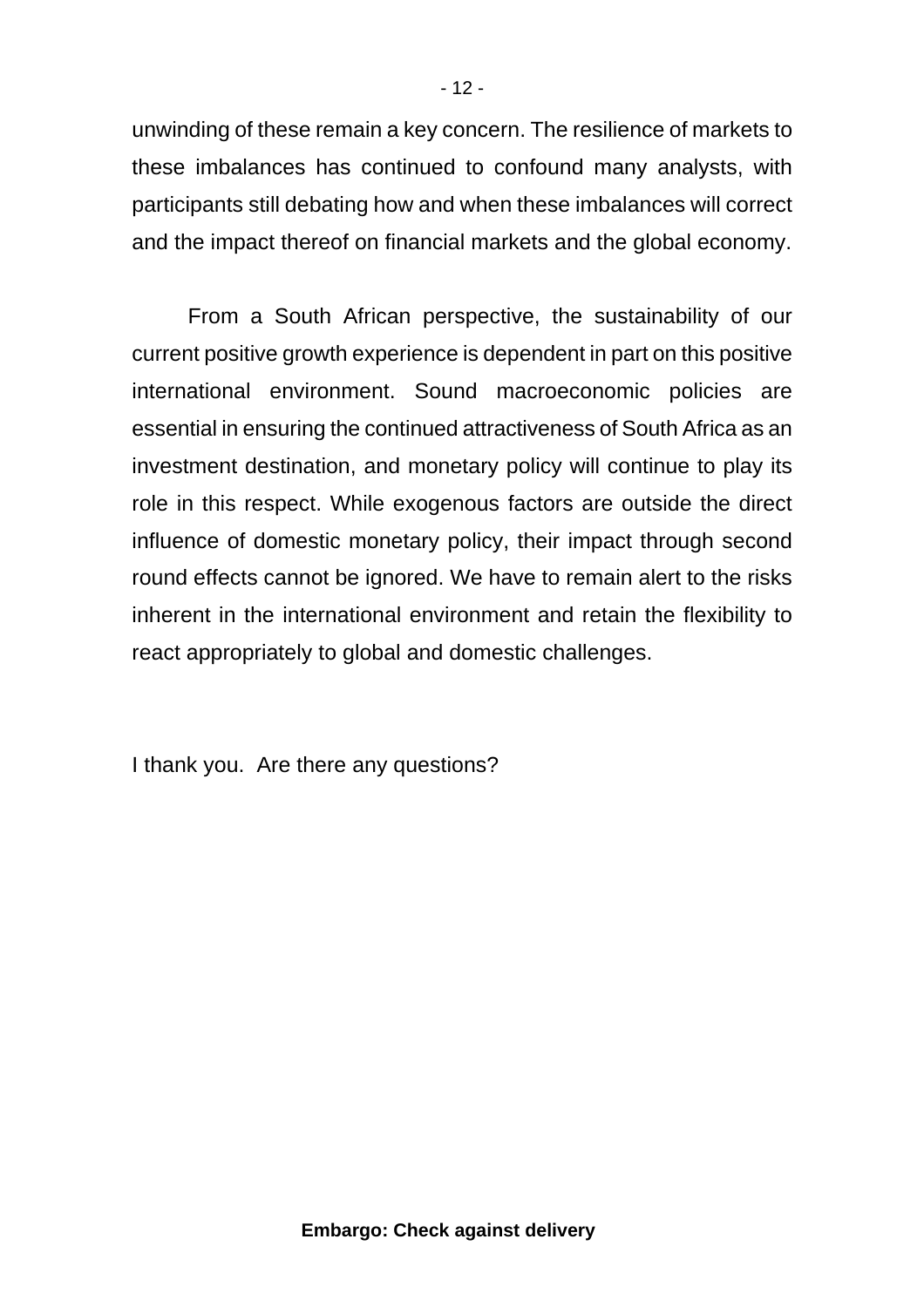unwinding of these remain a key concern. The resilience of markets to these imbalances has continued to confound many analysts, with participants still debating how and when these imbalances will correct and the impact thereof on financial markets and the global economy.

From a South African perspective, the sustainability of our current positive growth experience is dependent in part on this positive international environment. Sound macroeconomic policies are essential in ensuring the continued attractiveness of South Africa as an investment destination, and monetary policy will continue to play its role in this respect. While exogenous factors are outside the direct influence of domestic monetary policy, their impact through second round effects cannot be ignored. We have to remain alert to the risks inherent in the international environment and retain the flexibility to react appropriately to global and domestic challenges.

I thank you. Are there any questions?

**Embargo: Check against delivery**